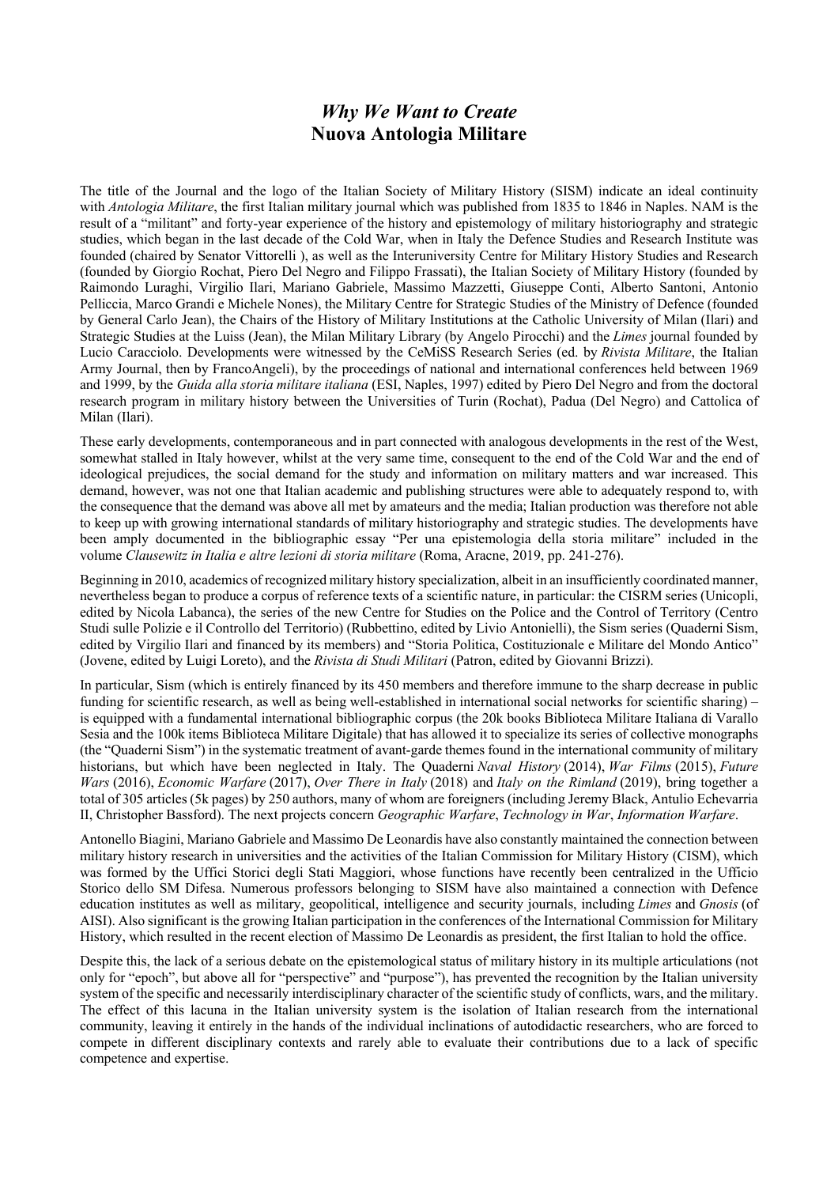# *Why We Want to Create*
# Nuova Antologia Militare

The title of the Journal and the logo of the Italian Society of Military History (SISM) indicate an ideal continuity with *Antologia Militare*, the first Italian military journal which was published from 1835 to 1846 in Naples. NAM is the result of a "militant" and forty-year experience of the history and epistemology of military historiography and strategic studies, which began in the last decade of the Cold War, when in Italy the Defence Studies and Research Institute was founded (chaired by Senator Vittorelli ), as well as the Interuniversity Centre for Military History Studies and Research (founded by Giorgio Rochat, Piero Del Negro and Filippo Frassati), the Italian Society of Military History (founded by Raimondo Luraghi, Virgilio Ilari, Mariano Gabriele, Massimo Mazzetti, Giuseppe Conti, Alberto Santoni, Antonio Pelliccia, Marco Grandi e Michele Nones), the Military Centre for Strategic Studies of the Ministry of Defence (founded by General Carlo Jean), the Chairs of the History of Military Institutions at the Catholic University of Milan (Ilari) and Strategic Studies at the Luiss (Jean), the Milan Military Library (by Angelo Pirocchi) and the *Limes* journal founded by Lucio Caracciolo. Developments were witnessed by the CeMiSS Research Series (ed. by *Rivista Militare*, the Italian Army Journal, then by FrancoAngeli), by the proceedings of national and international conferences held between 1969 and 1999, by the *Guida alla storia militare italiana* (ESI, Naples, 1997) edited by Piero Del Negro and from the doctoral research program in military history between the Universities of Turin (Rochat), Padua (Del Negro) and Cattolica of Milan (Ilari).

These early developments, contemporaneous and in part connected with analogous developments in the rest of the West, somewhat stalled in Italy however, whilst at the very same time, consequent to the end of the Cold War and the end of ideological prejudices, the social demand for the study and information on military matters and war increased. This demand, however, was not one that Italian academic and publishing structures were able to adequately respond to, with the consequence that the demand was above all met by amateurs and the media; Italian production was therefore not able to keep up with growing international standards of military historiography and strategic studies. The developments have been amply documented in the bibliographic essay "Per una epistemologia della storia militare" included in the volume *Clausewitz in Italia e altre lezioni di storia militare* (Roma, Aracne, 2019, pp. 241-276).

Beginning in 2010, academics of recognized military history specialization, albeit in an insufficiently coordinated manner, nevertheless began to produce a corpus of reference texts of a scientific nature, in particular: the CISRM series (Unicopli, edited by Nicola Labanca), the series of the new Centre for Studies on the Police and the Control of Territory (Centro Studi sulle Polizie e il Controllo del Territorio) (Rubbettino, edited by Livio Antonielli), the Sism series (Quaderni Sism, edited by Virgilio Ilari and financed by its members) and "Storia Politica, Costituzionale e Militare del Mondo Antico" (Jovene, edited by Luigi Loreto), and the *Rivista di Studi Militari* (Patron, edited by Giovanni Brizzi).

In particular, Sism (which is entirely financed by its 450 members and therefore immune to the sharp decrease in public funding for scientific research, as well as being well-established in international social networks for scientific sharing) – is equipped with a fundamental international bibliographic corpus (the 20k books Biblioteca Militare Italiana di Varallo Sesia and the 100k items Biblioteca Militare Digitale) that has allowed it to specialize its series of collective monographs (the "Quaderni Sism") in the systematic treatment of avant-garde themes found in the international community of military historians, but which have been neglected in Italy. The Quaderni *Naval History* (2014), *War Films* (2015), *Future Wars* (2016), *Economic Warfare* (2017), *Over There in Italy* (2018) and *Italy on the Rimland* (2019), bring together a total of 305 articles (5k pages) by 250 authors, many of whom are foreigners (including Jeremy Black, Antulio Echevarria II, Christopher Bassford). The next projects concern *Geographic Warfare*, *Technology in War*, *Information Warfare*.

Antonello Biagini, Mariano Gabriele and Massimo De Leonardis have also constantly maintained the connection between military history research in universities and the activities of the Italian Commission for Military History (CISM), which was formed by the Uffici Storici degli Stati Maggiori, whose functions have recently been centralized in the Ufficio Storico dello SM Difesa. Numerous professors belonging to SISM have also maintained a connection with Defence education institutes as well as military, geopolitical, intelligence and security journals, including *Limes* and *Gnosis* (of AISI). Also significant is the growing Italian participation in the conferences of the International Commission for Military History, which resulted in the recent election of Massimo De Leonardis as president, the first Italian to hold the office.

Despite this, the lack of a serious debate on the epistemological status of military history in its multiple articulations (not only for "epoch", but above all for "perspective" and "purpose"), has prevented the recognition by the Italian university system of the specific and necessarily interdisciplinary character of the scientific study of conflicts, wars, and the military. The effect of this lacuna in the Italian university system is the isolation of Italian research from the international community, leaving it entirely in the hands of the individual inclinations of autodidactic researchers, who are forced to compete in different disciplinary contexts and rarely able to evaluate their contributions due to a lack of specific competence and expertise.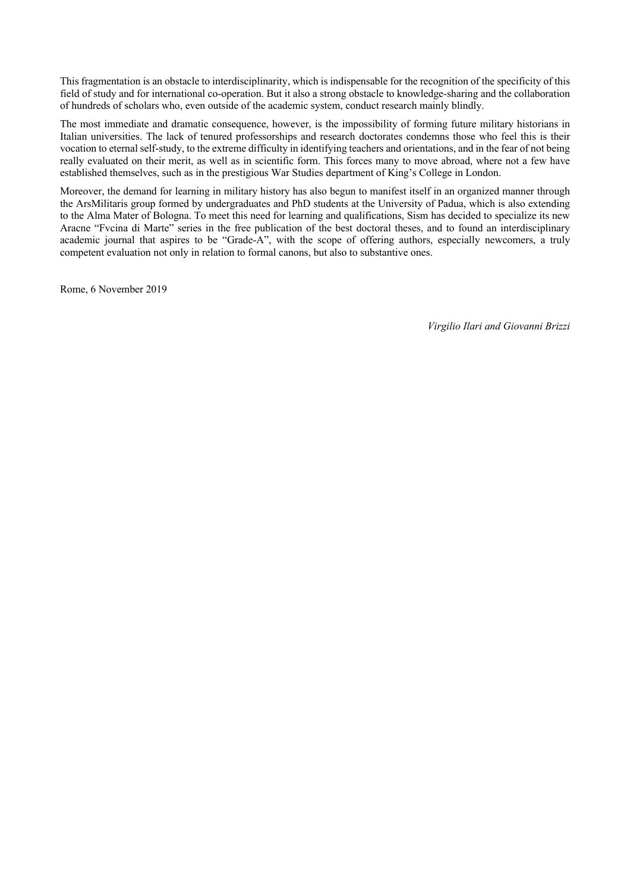This fragmentation is an obstacle to interdisciplinarity, which is indispensable for the recognition of the specificity of this field of study and for international co-operation. But it also a strong obstacle to knowledge-sharing and the collaboration of hundreds of scholars who, even outside of the academic system, conduct research mainly blindly.

The most immediate and dramatic consequence, however, is the impossibility of forming future military historians in Italian universities. The lack of tenured professorships and research doctorates condemns those who feel this is their vocation to eternal self-study, to the extreme difficulty in identifying teachers and orientations, and in the fear of not being really evaluated on their merit, as well as in scientific form. This forces many to move abroad, where not a few have established themselves, such as in the prestigious War Studies department of King's College in London.

Moreover, the demand for learning in military history has also begun to manifest itself in an organized manner through the ArsMilitaris group formed by undergraduates and PhD students at the University of Padua, which is also extending to the Alma Mater of Bologna. To meet this need for learning and qualifications, Sism has decided to specialize its new Aracne "Fvcina di Marte" series in the free publication of the best doctoral theses, and to found an interdisciplinary academic journal that aspires to be "Grade-A", with the scope of offering authors, especially newcomers, a truly competent evaluation not only in relation to formal canons, but also to substantive ones.

Rome, 6 November 2019

*Virgilio Ilari and Giovanni Brizzi*